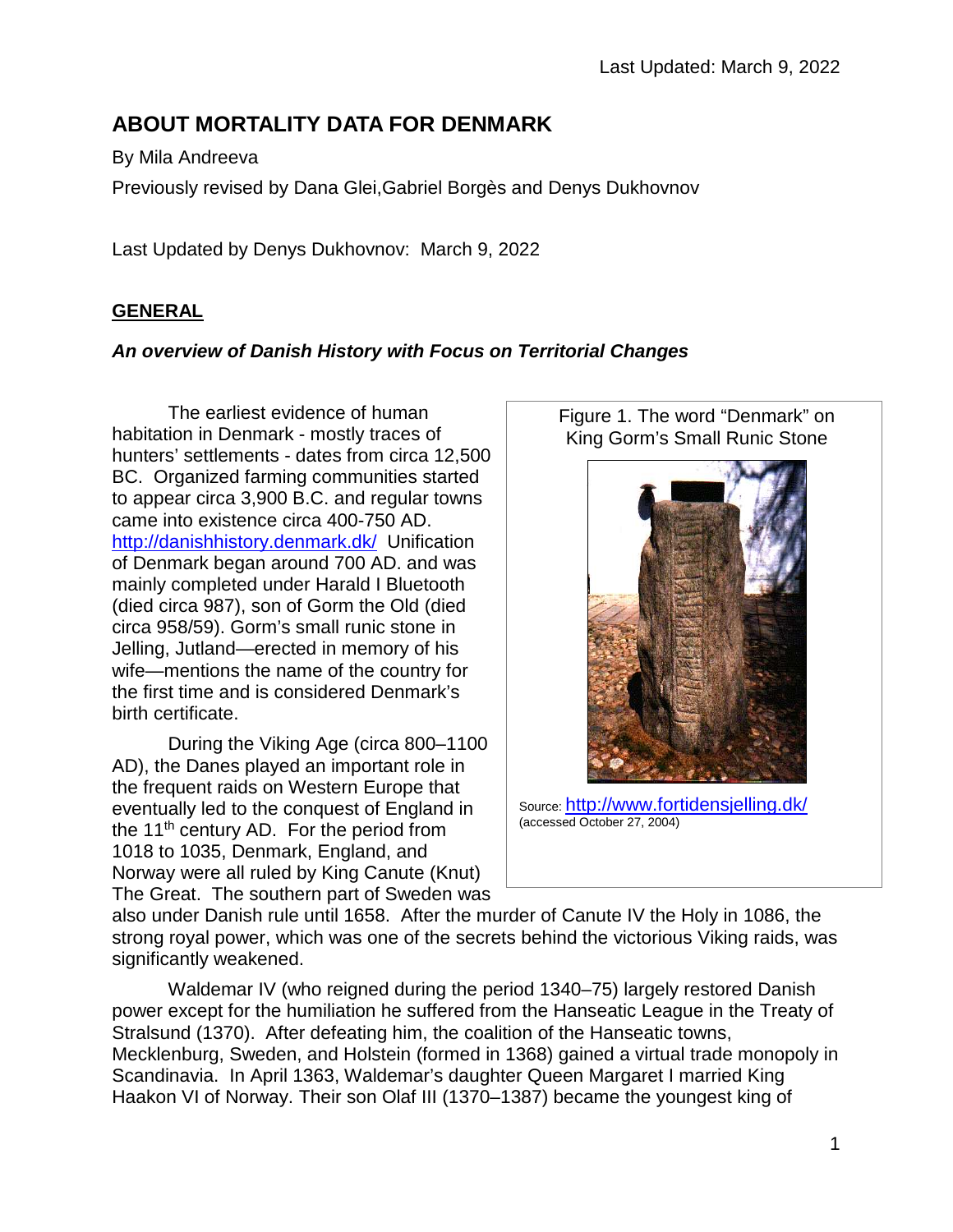Last Updated: March 9, 2022

# ABOUT MORTALITY DATA FOR DENMARK

By Mila Andreeva

Previously revised by Dana Glei,Gabriel Borgès and Denys Dukhovnov

Last Updated by Denys Dukhovnov: March 9, 2022

## GENERAL

### *An overview of Danish History with Focus on Territorial Changes*

The earliest evidence of human habitation in Denmark - mostly traces of hunters' settlements - dates from circa 12,500 BC. Organized farming communities started to appear circa 3,900 B.C. and regular towns came into existence circa 400-750 AD. http://danishhistory.denmark.dk/ Unification of Denmark began around 700 AD. and was mainly completed under Harald I Bluetooth (died circa 987), son of Gorm the Old (died circa 958/59). Gorm's small runic stone in Jelling, Jutland—erected in memory of his wife—mentions the name of the country for the first time and is considered Denmark's birth certificate.

Figure 1. The word "Denmark" on King Gorm's Small Runic Stone

Source: http://www.fortidensjelling.dk/ (accessed October 27, 2004)

During the Viking Age (circa 800–1100 AD), the Danes played an important role in the frequent raids on Western Europe that eventually led to the conquest of England in the 11th century AD. For the period from 1018 to 1035, Denmark, England, and Norway were all ruled by King Canute (Knut) The Great. The southern part of Sweden was also under Danish rule until 1658. After the murder of Canute IV the Holy in 1086, the strong royal power, which was one of the secrets behind the victorious Viking raids, was significantly weakened.

Waldemar IV (who reigned during the period 1340–75) largely restored Danish power except for the humiliation he suffered from the Hanseatic League in the Treaty of Stralsund (1370). After defeating him, the coalition of the Hanseatic towns, Mecklenburg, Sweden, and Holstein (formed in 1368) gained a virtual trade monopoly in Scandinavia. In April 1363, Waldemar's daughter Queen Margaret I married King Haakon VI of Norway. Their son Olaf III (1370–1387) became the youngest king of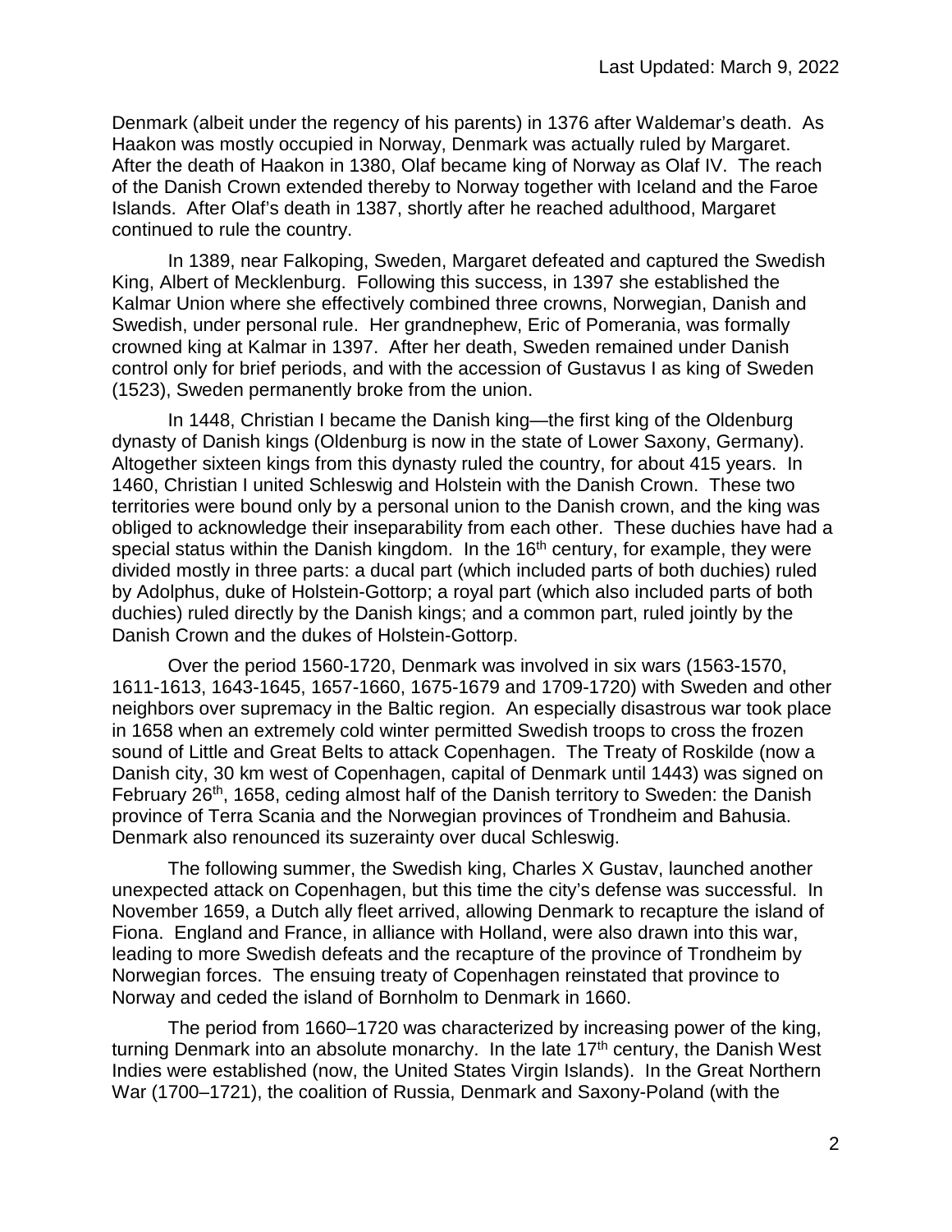Denmark (albeit under the regency of his parents) in 1376 after Waldemar's death. As Haakon was mostly occupied in Norway, Denmark was actually ruled by Margaret. After the death of Haakon in 1380, Olaf became king of Norway as Olaf IV. The reach of the Danish Crown extended thereby to Norway together with Iceland and the Faroe Islands. After Olaf's death in 1387, shortly after he reached adulthood, Margaret continued to rule the country.

In 1389, near Falkoping, Sweden, Margaret defeated and captured the Swedish King, Albert of Mecklenburg. Following this success, in 1397 she established the Kalmar Union where she effectively combined three crowns, Norwegian, Danish and Swedish, under personal rule. Her grandnephew, Eric of Pomerania, was formally crowned king at Kalmar in 1397. After her death, Sweden remained under Danish control only for brief periods, and with the accession of Gustavus I as king of Sweden (1523), Sweden permanently broke from the union.

In 1448, Christian I became the Danish king—the first king of the Oldenburg dynasty of Danish kings (Oldenburg is now in the state of Lower Saxony, Germany). Altogether sixteen kings from this dynasty ruled the country, for about 415 years. In 1460, Christian I united Schleswig and Holstein with the Danish Crown. These two territories were bound only by a personal union to the Danish crown, and the king was obliged to acknowledge their inseparability from each other. These duchies have had a special status within the Danish kingdom. In the 16th century, for example, they were divided mostly in three parts: a ducal part (which included parts of both duchies) ruled by Adolphus, duke of Holstein-Gottorp; a royal part (which also included parts of both duchies) ruled directly by the Danish kings; and a common part, ruled jointly by the Danish Crown and the dukes of Holstein-Gottorp.

Over the period 1560-1720, Denmark was involved in six wars (1563-1570, 1611-1613, 1643-1645, 1657-1660, 1675-1679 and 1709-1720) with Sweden and other neighbors over supremacy in the Baltic region. An especially disastrous war took place in 1658 when an extremely cold winter permitted Swedish troops to cross the frozen sound of Little and Great Belts to attack Copenhagen. The Treaty of Roskilde (now a Danish city, 30 km west of Copenhagen, capital of Denmark until 1443) was signed on February 26th, 1658, ceding almost half of the Danish territory to Sweden: the Danish province of Terra Scania and the Norwegian provinces of Trondheim and Bahusia. Denmark also renounced its suzerainty over ducal Schleswig.

The following summer, the Swedish king, Charles X Gustav, launched another unexpected attack on Copenhagen, but this time the city's defense was successful. In November 1659, a Dutch ally fleet arrived, allowing Denmark to recapture the island of Fiona. England and France, in alliance with Holland, were also drawn into this war, leading to more Swedish defeats and the recapture of the province of Trondheim by Norwegian forces. The ensuing treaty of Copenhagen reinstated that province to Norway and ceded the island of Bornholm to Denmark in 1660.

The period from 1660–1720 was characterized by increasing power of the king, turning Denmark into an absolute monarchy. In the late 17th century, the Danish West Indies were established (now, the United States Virgin Islands). In the Great Northern War (1700–1721), the coalition of Russia, Denmark and Saxony-Poland (with the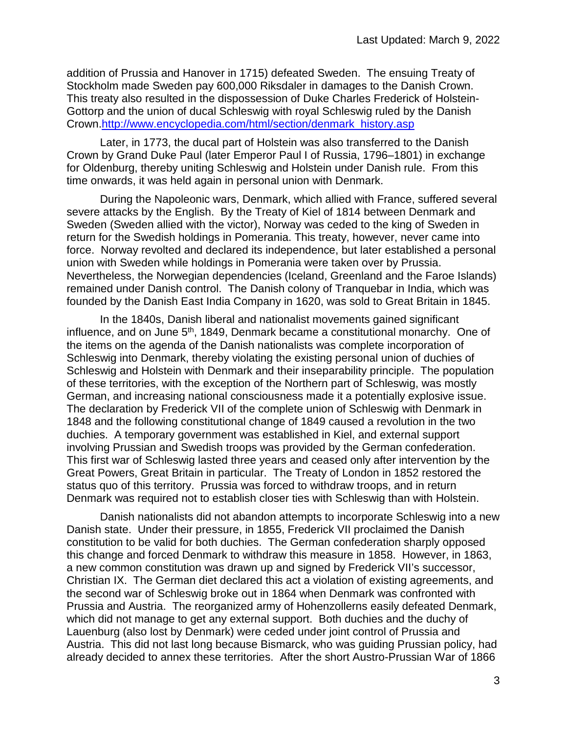addition of Prussia and Hanover in 1715) defeated Sweden. The ensuing Treaty of Stockholm made Sweden pay 600,000 Riksdaler in damages to the Danish Crown. This treaty also resulted in the dispossession of Duke Charles Frederick of Holstein-Gottorp and the union of ducal Schleswig with royal Schleswig ruled by the Danish Crown.[http://www.encyclopedia.com/html/section/denmark_history.asp](http://www.encyclopedia.com/html/section/denmark_history.asp)

Later, in 1773, the ducal part of Holstein was also transferred to the Danish Crown by Grand Duke Paul (later Emperor Paul I of Russia, 1796–1801) in exchange for Oldenburg, thereby uniting Schleswig and Holstein under Danish rule. From this time onwards, it was held again in personal union with Denmark.

During the Napoleonic wars, Denmark, which allied with France, suffered several severe attacks by the English. By the Treaty of Kiel of 1814 between Denmark and Sweden (Sweden allied with the victor), Norway was ceded to the king of Sweden in return for the Swedish holdings in Pomerania. This treaty, however, never came into force. Norway revolted and declared its independence, but later established a personal union with Sweden while holdings in Pomerania were taken over by Prussia. Nevertheless, the Norwegian dependencies (Iceland, Greenland and the Faroe Islands) remained under Danish control. The Danish colony of Tranquebar in India, which was founded by the Danish East India Company in 1620, was sold to Great Britain in 1845.

In the 1840s, Danish liberal and nationalist movements gained significant influence, and on June 5th, 1849, Denmark became a constitutional monarchy. One of the items on the agenda of the Danish nationalists was complete incorporation of Schleswig into Denmark, thereby violating the existing personal union of duchies of Schleswig and Holstein with Denmark and their inseparability principle. The population of these territories, with the exception of the Northern part of Schleswig, was mostly German, and increasing national consciousness made it a potentially explosive issue. The declaration by Frederick VII of the complete union of Schleswig with Denmark in 1848 and the following constitutional change of 1849 caused a revolution in the two duchies. A temporary government was established in Kiel, and external support involving Prussian and Swedish troops was provided by the German confederation. This first war of Schleswig lasted three years and ceased only after intervention by the Great Powers, Great Britain in particular. The Treaty of London in 1852 restored the status quo of this territory. Prussia was forced to withdraw troops, and in return Denmark was required not to establish closer ties with Schleswig than with Holstein.

Danish nationalists did not abandon attempts to incorporate Schleswig into a new Danish state. Under their pressure, in 1855, Frederick VII proclaimed the Danish constitution to be valid for both duchies. The German confederation sharply opposed this change and forced Denmark to withdraw this measure in 1858. However, in 1863, a new common constitution was drawn up and signed by Frederick VII's successor, Christian IX. The German diet declared this act a violation of existing agreements, and the second war of Schleswig broke out in 1864 when Denmark was confronted with Prussia and Austria. The reorganized army of Hohenzollerns easily defeated Denmark, which did not manage to get any external support. Both duchies and the duchy of Lauenburg (also lost by Denmark) were ceded under joint control of Prussia and Austria. This did not last long because Bismarck, who was guiding Prussian policy, had already decided to annex these territories. After the short Austro-Prussian War of 1866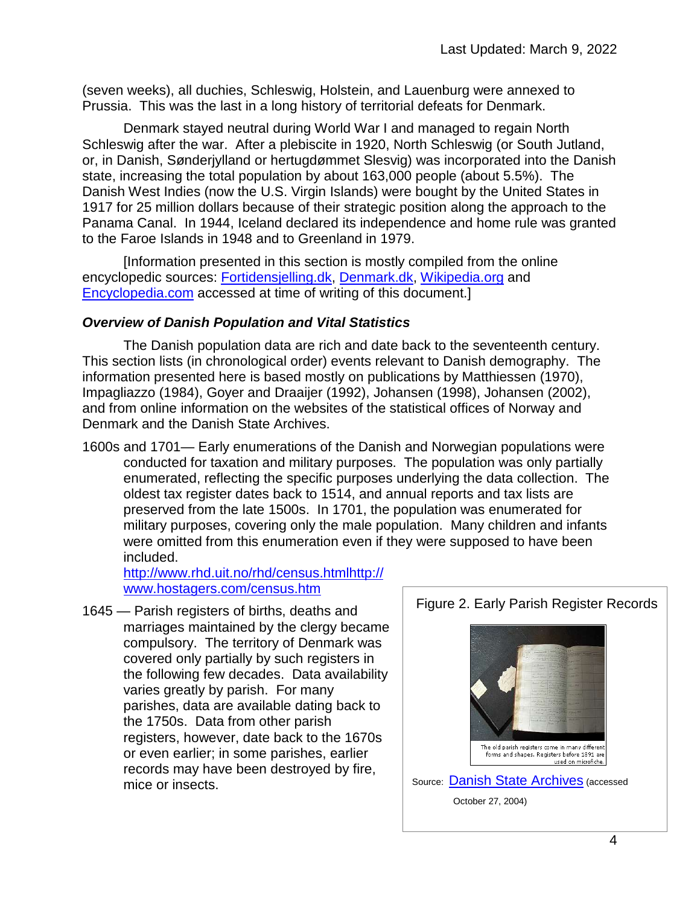(seven weeks), all duchies, Schleswig, Holstein, and Lauenburg were annexed to Prussia. This was the last in a long history of territorial defeats for Denmark.

Denmark stayed neutral during World War I and managed to regain North Schleswig after the war. After a plebiscite in 1920, North Schleswig (or South Jutland, or, in Danish, Sønderjylland or hertugdømmet Slesvig) was incorporated into the Danish state, increasing the total population by about 163,000 people (about 5.5%). The Danish West Indies (now the U.S. Virgin Islands) were bought by the United States in 1917 for 25 million dollars because of their strategic position along the approach to the Panama Canal. In 1944, Iceland declared its independence and home rule was granted to the Faroe Islands in 1948 and to Greenland in 1979.

[Information presented in this section is mostly compiled from the online encyclopedic sources: Fortidensjelling.dk, Denmark.dk, Wikipedia.org and Encyclopedia.com accessed at time of writing of this document.]

### *Overview of Danish Population and Vital Statistics*

The Danish population data are rich and date back to the seventeenth century. This section lists (in chronological order) events relevant to Danish demography. The information presented here is based mostly on publications by Matthiessen (1970), Impagliazzo (1984), Goyer and Draaijer (1992), Johansen (1998), Johansen (2002), and from online information on the websites of the statistical offices of Norway and Denmark and the Danish State Archives.

1600s and 1701— Early enumerations of the Danish and Norwegian populations were conducted for taxation and military purposes. The population was only partially enumerated, reflecting the specific purposes underlying the data collection. The oldest tax register dates back to 1514, and annual reports and tax lists are preserved from the late 1500s. In 1701, the population was enumerated for military purposes, covering only the male population. Many children and infants were omitted from this enumeration even if they were supposed to have been included.
http://www.rhd.uit.no/rhd/census.htmlhttp://www.hostagers.com/census.htm

1645 — Parish registers of births, deaths and marriages maintained by the clergy became compulsory. The territory of Denmark was covered only partially by such registers in the following few decades. Data availability varies greatly by parish. For many parishes, data are available dating back to the 1750s. Data from other parish registers, however, date back to the 1670s or even earlier; in some parishes, earlier records may have been destroyed by fire, mice or insects.

Figure 2. Early Parish Register Records

The old parish registers come in many different forms and shapes. Registers before 1891 are used on microfiche.

Source: Danish State Archives (accessed October 27, 2004)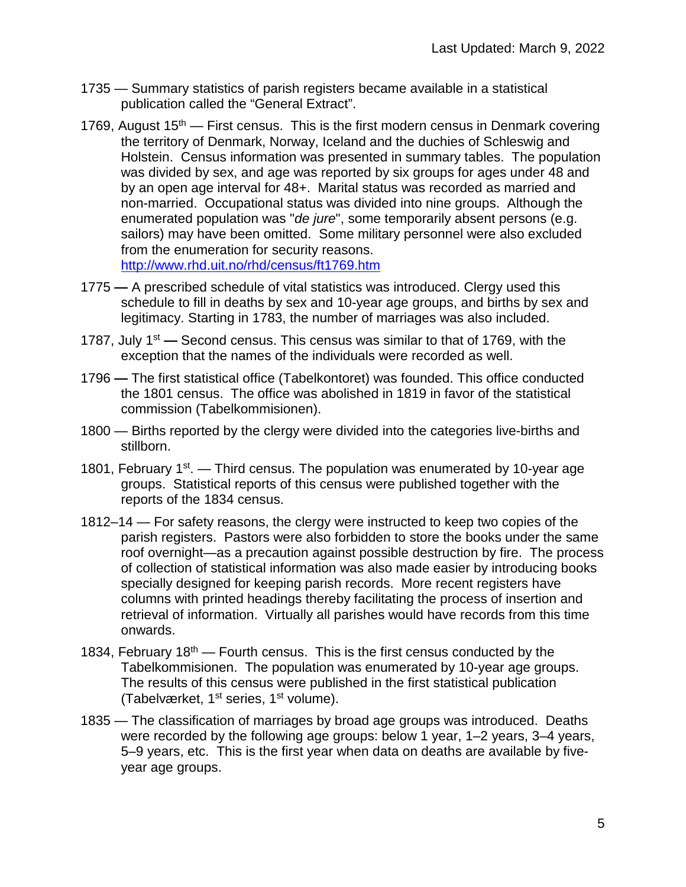- 1735 — Summary statistics of parish registers became available in a statistical publication called the "General Extract".
- 1769, August 15th — First census. This is the first modern census in Denmark covering the territory of Denmark, Norway, Iceland and the duchies of Schleswig and Holstein. Census information was presented in summary tables. The population was divided by sex, and age was reported by six groups for ages under 48 and by an open age interval for 48+. Marital status was recorded as married and non-married. Occupational status was divided into nine groups. Although the enumerated population was "*de jure*", some temporarily absent persons (e.g. sailors) may have been omitted. Some military personnel were also excluded from the enumeration for security reasons. http://www.rhd.uit.no/rhd/census/ft1769.htm
- 1775 — A prescribed schedule of vital statistics was introduced. Clergy used this schedule to fill in deaths by sex and 10-year age groups, and births by sex and legitimacy. Starting in 1783, the number of marriages was also included.
- 1787, July 1st — Second census. This census was similar to that of 1769, with the exception that the names of the individuals were recorded as well.
- 1796 — The first statistical office (Tabelkontoret) was founded. This office conducted the 1801 census. The office was abolished in 1819 in favor of the statistical commission (Tabelkommisionen).
- 1800 — Births reported by the clergy were divided into the categories live-births and stillborn.
- 1801, February 1st. — Third census. The population was enumerated by 10-year age groups. Statistical reports of this census were published together with the reports of the 1834 census.
- 1812–14 — For safety reasons, the clergy were instructed to keep two copies of the parish registers. Pastors were also forbidden to store the books under the same roof overnight—as a precaution against possible destruction by fire. The process of collection of statistical information was also made easier by introducing books specially designed for keeping parish records. More recent registers have columns with printed headings thereby facilitating the process of insertion and retrieval of information. Virtually all parishes would have records from this time onwards.
- 1834, February 18th — Fourth census. This is the first census conducted by the Tabelkommisionen. The population was enumerated by 10-year age groups. The results of this census were published in the first statistical publication (Tabelværket, 1st series, 1st volume).
- 1835 — The classification of marriages by broad age groups was introduced. Deaths were recorded by the following age groups: below 1 year, 1–2 years, 3–4 years, 5–9 years, etc. This is the first year when data on deaths are available by five-year age groups.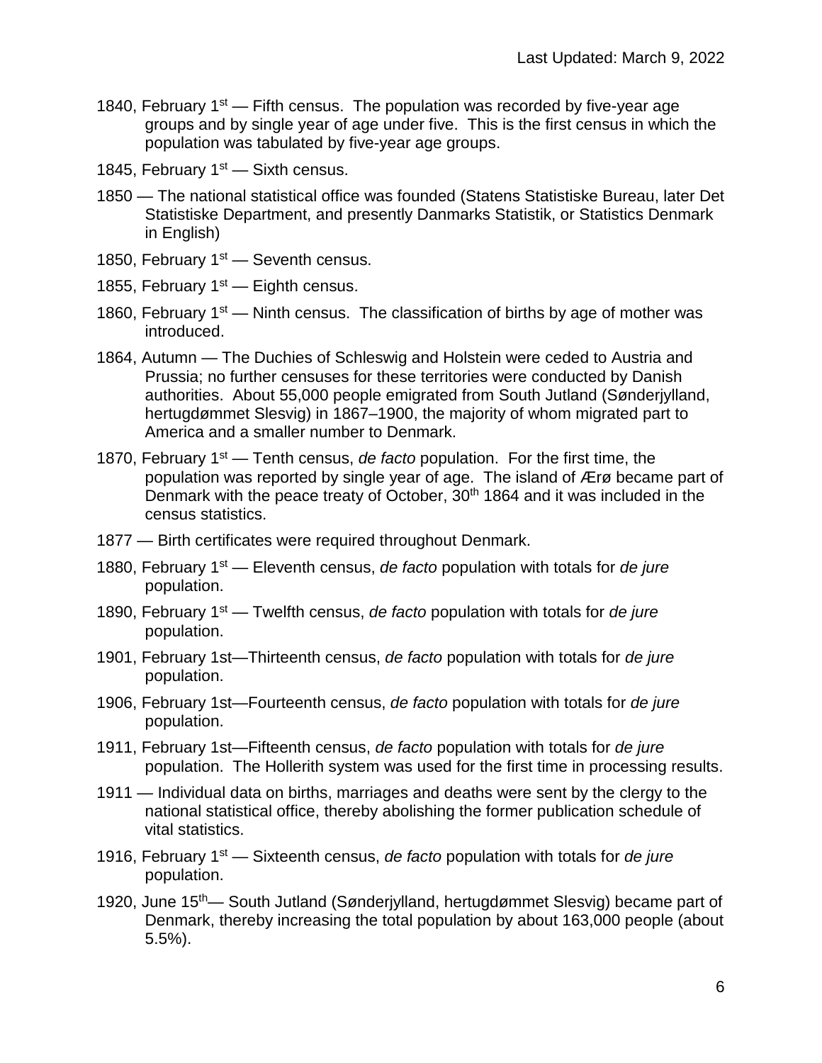Last Updated: March 9, 2022

1840, February 1st — Fifth census. The population was recorded by five-year age groups and by single year of age under five. This is the first census in which the population was tabulated by five-year age groups.

1845, February 1st — Sixth census.

1850 — The national statistical office was founded (Statens Statistiske Bureau, later Det Statistiske Department, and presently Danmarks Statistik, or Statistics Denmark in English)

1850, February 1st — Seventh census.

1855, February 1st — Eighth census.

1860, February 1st — Ninth census. The classification of births by age of mother was introduced.

1864, Autumn — The Duchies of Schleswig and Holstein were ceded to Austria and Prussia; no further censuses for these territories were conducted by Danish authorities. About 55,000 people emigrated from South Jutland (Sønderjylland, hertugdømmet Slesvig) in 1867–1900, the majority of whom migrated part to America and a smaller number to Denmark.

1870, February 1st — Tenth census, *de facto* population. For the first time, the population was reported by single year of age. The island of Ærø became part of Denmark with the peace treaty of October, 30th 1864 and it was included in the census statistics.

1877 — Birth certificates were required throughout Denmark.

1880, February 1st — Eleventh census, *de facto* population with totals for *de jure* population.

1890, February 1st — Twelfth census, *de facto* population with totals for *de jure* population.

1901, February 1st—Thirteenth census, *de facto* population with totals for *de jure* population.

1906, February 1st—Fourteenth census, *de facto* population with totals for *de jure* population.

1911, February 1st—Fifteenth census, *de facto* population with totals for *de jure* population. The Hollerith system was used for the first time in processing results.

1911 — Individual data on births, marriages and deaths were sent by the clergy to the national statistical office, thereby abolishing the former publication schedule of vital statistics.

1916, February 1st — Sixteenth census, *de facto* population with totals for *de jure* population.

1920, June 15th— South Jutland (Sønderjylland, hertugdømmet Slesvig) became part of Denmark, thereby increasing the total population by about 163,000 people (about 5.5%).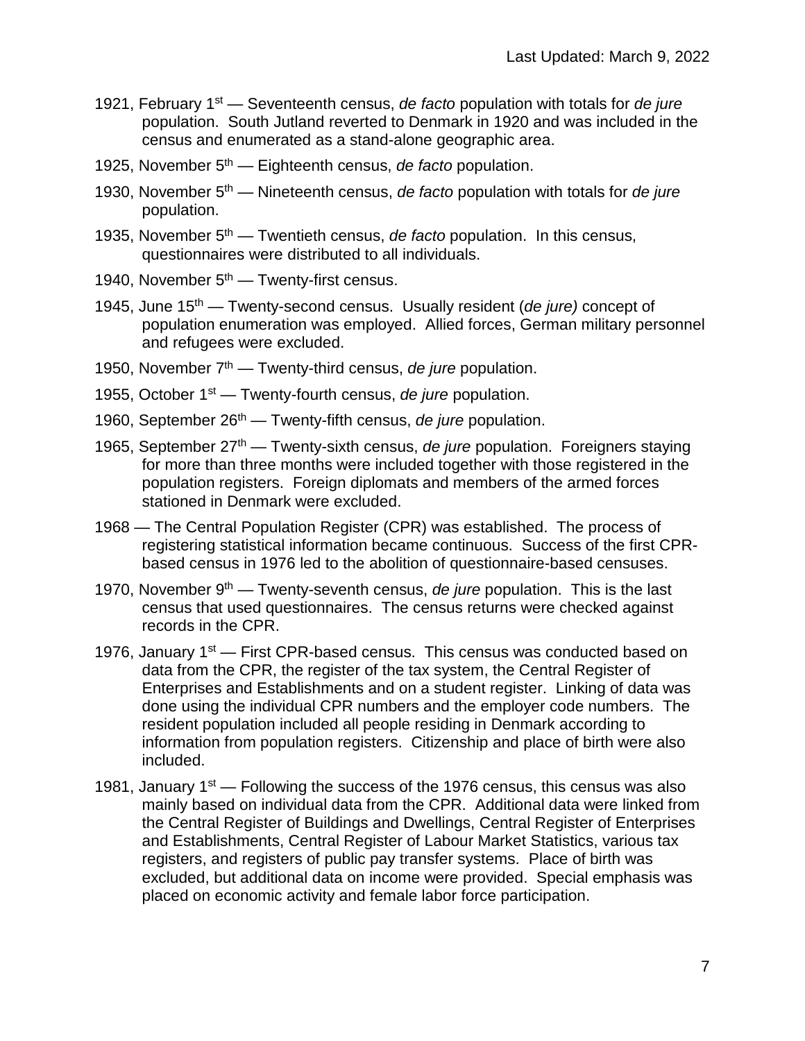- 1921, February 1st — Seventeenth census, *de facto* population with totals for *de jure* population. South Jutland reverted to Denmark in 1920 and was included in the census and enumerated as a stand-alone geographic area.
- 1925, November 5th — Eighteenth census, *de facto* population.
- 1930, November 5th — Nineteenth census, *de facto* population with totals for *de jure* population.
- 1935, November 5th — Twentieth census, *de facto* population. In this census, questionnaires were distributed to all individuals.
- 1940, November 5th — Twenty-first census.
- 1945, June 15th — Twenty-second census. Usually resident (*de jure)* concept of population enumeration was employed. Allied forces, German military personnel and refugees were excluded.
- 1950, November 7th — Twenty-third census, *de jure* population.
- 1955, October 1st — Twenty-fourth census, *de jure* population.
- 1960, September 26th — Twenty-fifth census, *de jure* population.
- 1965, September 27th — Twenty-sixth census, *de jure* population. Foreigners staying for more than three months were included together with those registered in the population registers. Foreign diplomats and members of the armed forces stationed in Denmark were excluded.
- 1968 — The Central Population Register (CPR) was established. The process of registering statistical information became continuous. Success of the first CPR-based census in 1976 led to the abolition of questionnaire-based censuses.
- 1970, November 9th — Twenty-seventh census, *de jure* population. This is the last census that used questionnaires. The census returns were checked against records in the CPR.
- 1976, January 1st — First CPR-based census. This census was conducted based on data from the CPR, the register of the tax system, the Central Register of Enterprises and Establishments and on a student register. Linking of data was done using the individual CPR numbers and the employer code numbers. The resident population included all people residing in Denmark according to information from population registers. Citizenship and place of birth were also included.
- 1981, January 1st — Following the success of the 1976 census, this census was also mainly based on individual data from the CPR. Additional data were linked from the Central Register of Buildings and Dwellings, Central Register of Enterprises and Establishments, Central Register of Labour Market Statistics, various tax registers, and registers of public pay transfer systems. Place of birth was excluded, but additional data on income were provided. Special emphasis was placed on economic activity and female labor force participation.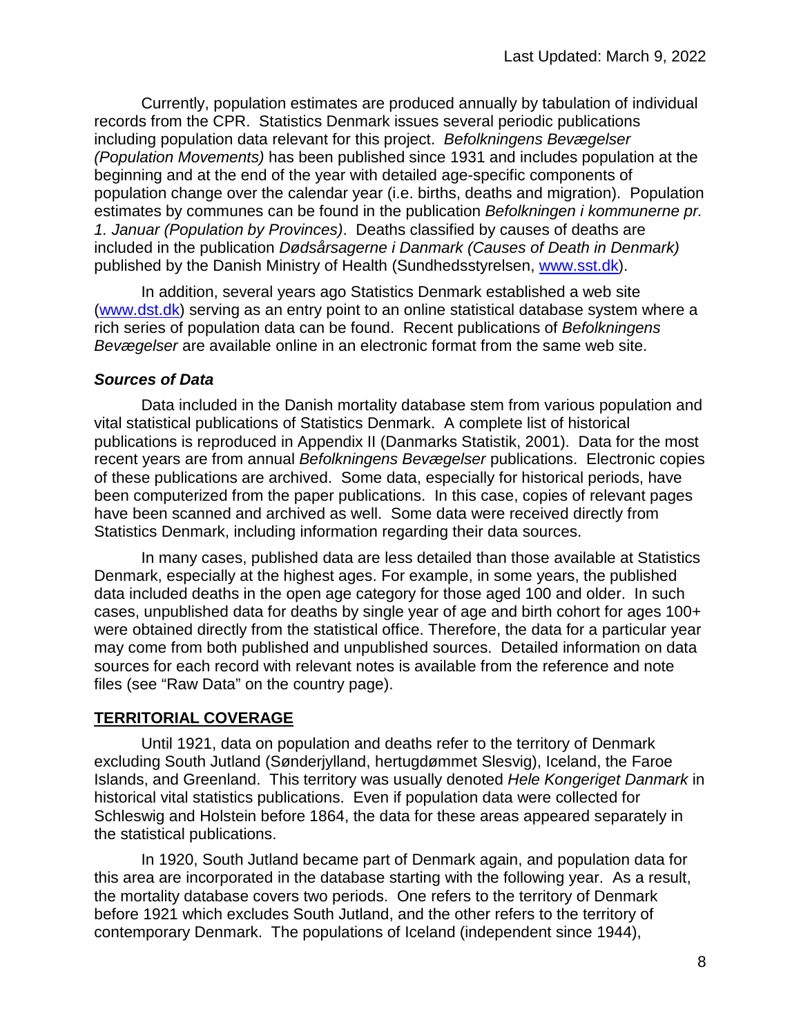Currently, population estimates are produced annually by tabulation of individual records from the CPR. Statistics Denmark issues several periodic publications including population data relevant for this project. *Befolkningens Bevægelser (Population Movements)* has been published since 1931 and includes population at the beginning and at the end of the year with detailed age-specific components of population change over the calendar year (i.e. births, deaths and migration). Population estimates by communes can be found in the publication *Befolkningen i kommunerne pr. 1. Januar (Population by Provinces)*. Deaths classified by causes of deaths are included in the publication *Dødsårsagerne i Danmark (Causes of Death in Denmark)* published by the Danish Ministry of Health (Sundhedsstyrelsen, [www.sst.dk](www.sst.dk)).

In addition, several years ago Statistics Denmark established a web site ([www.dst.dk](www.dst.dk)) serving as an entry point to an online statistical database system where a rich series of population data can be found. Recent publications of *Befolkningens Bevægelser* are available online in an electronic format from the same web site.

***Sources of Data***

Data included in the Danish mortality database stem from various population and vital statistical publications of Statistics Denmark. A complete list of historical publications is reproduced in Appendix II (Danmarks Statistik, 2001). Data for the most recent years are from annual *Befolkningens Bevægelser* publications. Electronic copies of these publications are archived. Some data, especially for historical periods, have been computerized from the paper publications. In this case, copies of relevant pages have been scanned and archived as well. Some data were received directly from Statistics Denmark, including information regarding their data sources.

In many cases, published data are less detailed than those available at Statistics Denmark, especially at the highest ages. For example, in some years, the published data included deaths in the open age category for those aged 100 and older. In such cases, unpublished data for deaths by single year of age and birth cohort for ages 100+ were obtained directly from the statistical office. Therefore, the data for a particular year may come from both published and unpublished sources. Detailed information on data sources for each record with relevant notes is available from the reference and note files (see “Raw Data” on the country page).

## TERRITORIAL COVERAGE

Until 1921, data on population and deaths refer to the territory of Denmark excluding South Jutland (Sønderjylland, hertugdømmet Slesvig), Iceland, the Faroe Islands, and Greenland. This territory was usually denoted *Hele Kongeriget Danmark* in historical vital statistics publications. Even if population data were collected for Schleswig and Holstein before 1864, the data for these areas appeared separately in the statistical publications.

In 1920, South Jutland became part of Denmark again, and population data for this area are incorporated in the database starting with the following year. As a result, the mortality database covers two periods. One refers to the territory of Denmark before 1921 which excludes South Jutland, and the other refers to the territory of contemporary Denmark. The populations of Iceland (independent since 1944),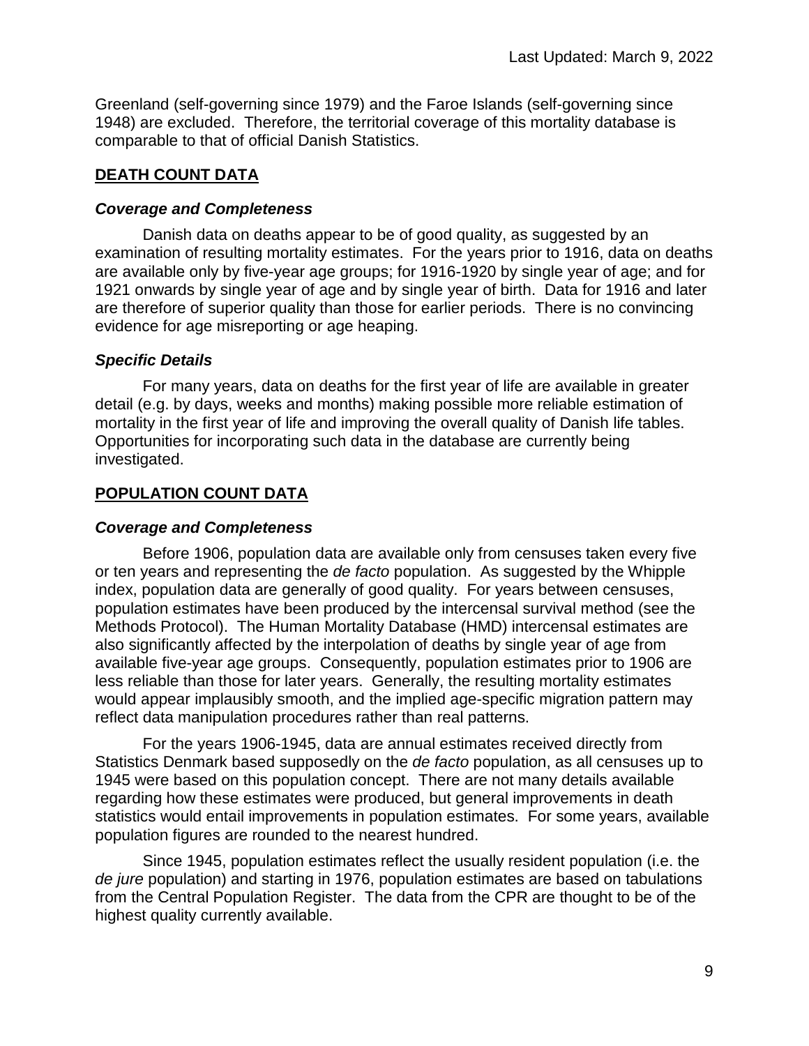Greenland (self-governing since 1979) and the Faroe Islands (self-governing since 1948) are excluded. Therefore, the territorial coverage of this mortality database is comparable to that of official Danish Statistics.

## DEATH COUNT DATA

### *Coverage and Completeness*

Danish data on deaths appear to be of good quality, as suggested by an examination of resulting mortality estimates. For the years prior to 1916, data on deaths are available only by five-year age groups; for 1916-1920 by single year of age; and for 1921 onwards by single year of age and by single year of birth. Data for 1916 and later are therefore of superior quality than those for earlier periods. There is no convincing evidence for age misreporting or age heaping.

### *Specific Details*

For many years, data on deaths for the first year of life are available in greater detail (e.g. by days, weeks and months) making possible more reliable estimation of mortality in the first year of life and improving the overall quality of Danish life tables. Opportunities for incorporating such data in the database are currently being investigated.

## POPULATION COUNT DATA

### *Coverage and Completeness*

Before 1906, population data are available only from censuses taken every five or ten years and representing the *de facto* population. As suggested by the Whipple index, population data are generally of good quality. For years between censuses, population estimates have been produced by the intercensal survival method (see the Methods Protocol). The Human Mortality Database (HMD) intercensal estimates are also significantly affected by the interpolation of deaths by single year of age from available five-year age groups. Consequently, population estimates prior to 1906 are less reliable than those for later years. Generally, the resulting mortality estimates would appear implausibly smooth, and the implied age-specific migration pattern may reflect data manipulation procedures rather than real patterns.

For the years 1906-1945, data are annual estimates received directly from Statistics Denmark based supposedly on the *de facto* population, as all censuses up to 1945 were based on this population concept. There are not many details available regarding how these estimates were produced, but general improvements in death statistics would entail improvements in population estimates. For some years, available population figures are rounded to the nearest hundred.

Since 1945, population estimates reflect the usually resident population (i.e. the *de jure* population) and starting in 1976, population estimates are based on tabulations from the Central Population Register. The data from the CPR are thought to be of the highest quality currently available.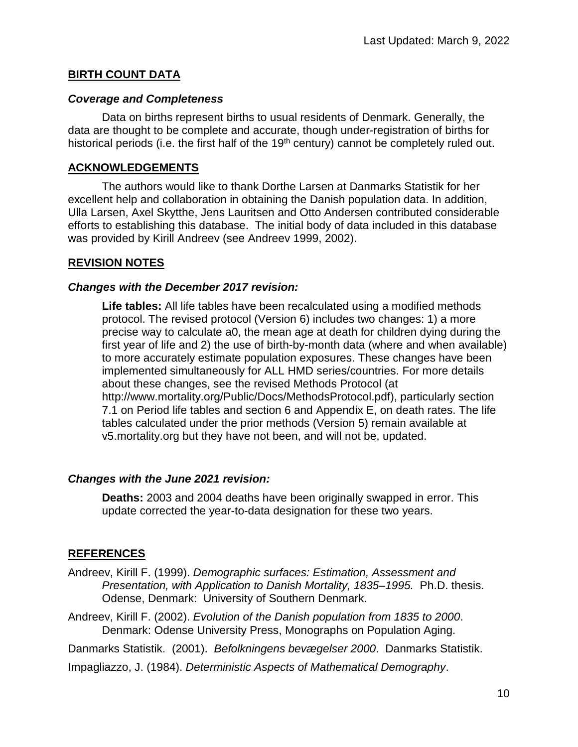Last Updated: March 9, 2022

## BIRTH COUNT DATA

### *Coverage and Completeness*

Data on births represent births to usual residents of Denmark. Generally, the data are thought to be complete and accurate, though under-registration of births for historical periods (i.e. the first half of the 19th century) cannot be completely ruled out.

## ACKNOWLEDGEMENTS

The authors would like to thank Dorthe Larsen at Danmarks Statistik for her excellent help and collaboration in obtaining the Danish population data. In addition, Ulla Larsen, Axel Skytthe, Jens Lauritsen and Otto Andersen contributed considerable efforts to establishing this database. The initial body of data included in this database was provided by Kirill Andreev (see Andreev 1999, 2002).

## REVISION NOTES

### *Changes with the December 2017 revision:*

**Life tables:** All life tables have been recalculated using a modified methods protocol. The revised protocol (Version 6) includes two changes: 1) a more precise way to calculate a0, the mean age at death for children dying during the first year of life and 2) the use of birth-by-month data (where and when available) to more accurately estimate population exposures. These changes have been implemented simultaneously for ALL HMD series/countries. For more details about these changes, see the revised Methods Protocol (at http://www.mortality.org/Public/Docs/MethodsProtocol.pdf), particularly section 7.1 on Period life tables and section 6 and Appendix E, on death rates. The life tables calculated under the prior methods (Version 5) remain available at v5.mortality.org but they have not been, and will not be, updated.

### *Changes with the June 2021 revision:*

**Deaths:** 2003 and 2004 deaths have been originally swapped in error. This update corrected the year-to-data designation for these two years.

## REFERENCES

Andreev, Kirill F. (1999). *Demographic surfaces: Estimation, Assessment and Presentation, with Application to Danish Mortality, 1835–1995.* Ph.D. thesis. Odense, Denmark: University of Southern Denmark.

Andreev, Kirill F. (2002). *Evolution of the Danish population from 1835 to 2000*. Denmark: Odense University Press, Monographs on Population Aging.

Danmarks Statistik. (2001). *Befolkningens bevægelser 2000*. Danmarks Statistik.

Impagliazzo, J. (1984). *Deterministic Aspects of Mathematical Demography*.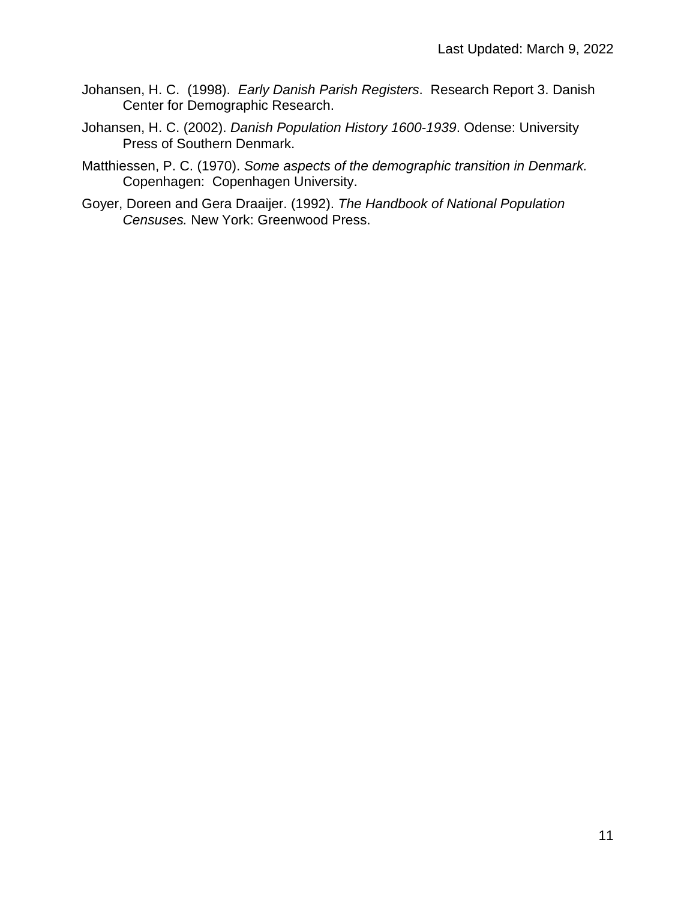Johansen, H. C. (1998). *Early Danish Parish Registers*. Research Report 3. Danish Center for Demographic Research.

Johansen, H. C. (2002). *Danish Population History 1600-1939*. Odense: University Press of Southern Denmark.

Matthiessen, P. C. (1970). *Some aspects of the demographic transition in Denmark.* Copenhagen: Copenhagen University.

Goyer, Doreen and Gera Draaijer. (1992). *The Handbook of National Population Censuses.* New York: Greenwood Press.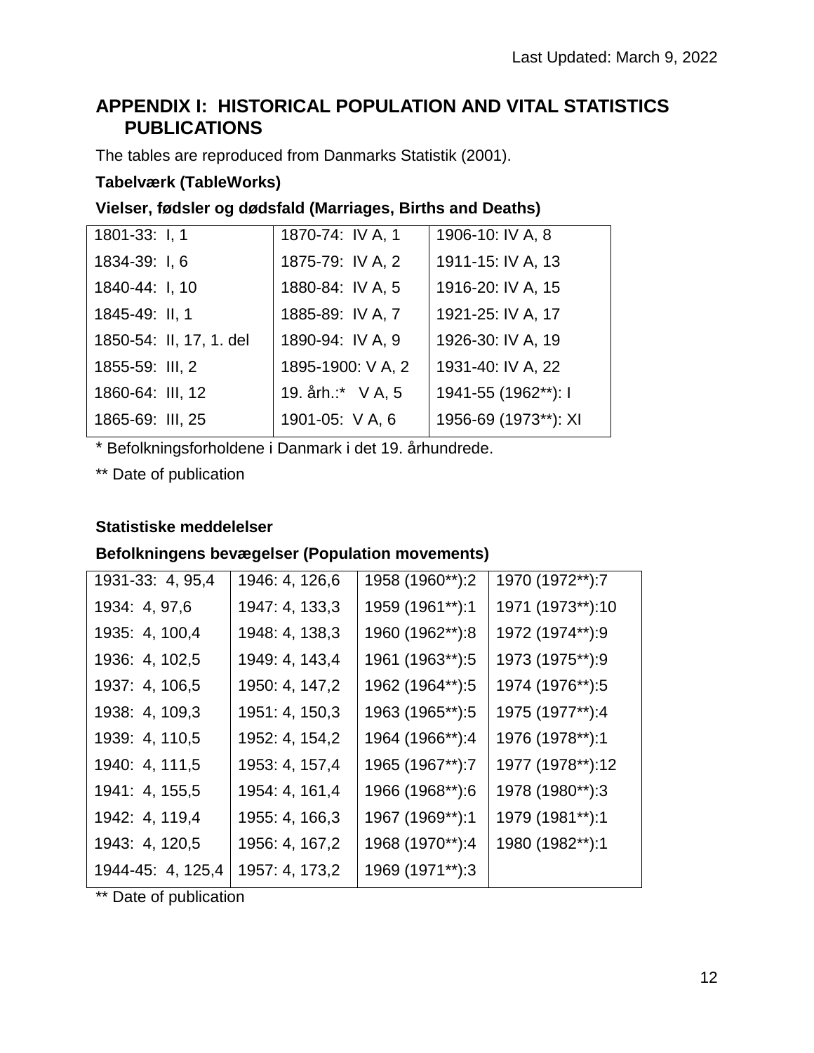## APPENDIX I: HISTORICAL POPULATION AND VITAL STATISTICS PUBLICATIONS

The tables are reproduced from Danmarks Statistik (2001).

**Tabelværk (TableWorks)**

**Vielser, fødsler og dødsfald (Marriages, Births and Deaths)**

| | | |
|---|---|---|
| 1801-33: I, 1 | 1870-74: IV A, 1 | 1906-10: IV A, 8 |
| 1834-39: I, 6 | 1875-79: IV A, 2 | 1911-15: IV A, 13 |
| 1840-44: I, 10 | 1880-84: IV A, 5 | 1916-20: IV A, 15 |
| 1845-49: II, 1 | 1885-89: IV A, 7 | 1921-25: IV A, 17 |
| 1850-54: II, 17, 1. del | 1890-94: IV A, 9 | 1926-30: IV A, 19 |
| 1855-59: III, 2 | 1895-1900: V A, 2 | 1931-40: IV A, 22 |
| 1860-64: III, 12 | 19. årh.:* V A, 5 | 1941-55 (1962**): I |
| 1865-69: III, 25 | 1901-05: V A, 6 | 1956-69 (1973**): XI |

\* Befolkningsforholdene i Danmark i det 19. århundrede.

** Date of publication

**Statistiske meddelelser**

**Befolkningens bevægelser (Population movements)**

| | | | |
|---|---|---|---|
| 1931-33: 4, 95,4 | 1946: 4, 126,6 | 1958 (1960**):2 | 1970 (1972**):7 |
| 1934: 4, 97,6 | 1947: 4, 133,3 | 1959 (1961**):1 | 1971 (1973**):10 |
| 1935: 4, 100,4 | 1948: 4, 138,3 | 1960 (1962**):8 | 1972 (1974**):9 |
| 1936: 4, 102,5 | 1949: 4, 143,4 | 1961 (1963**):5 | 1973 (1975**):9 |
| 1937: 4, 106,5 | 1950: 4, 147,2 | 1962 (1964**):5 | 1974 (1976**):5 |
| 1938: 4, 109,3 | 1951: 4, 150,3 | 1963 (1965**):5 | 1975 (1977**):4 |
| 1939: 4, 110,5 | 1952: 4, 154,2 | 1964 (1966**):4 | 1976 (1978**):1 |
| 1940: 4, 111,5 | 1953: 4, 157,4 | 1965 (1967**):7 | 1977 (1978**):12 |
| 1941: 4, 155,5 | 1954: 4, 161,4 | 1966 (1968**):6 | 1978 (1980**):3 |
| 1942: 4, 119,4 | 1955: 4, 166,3 | 1967 (1969**):1 | 1979 (1981**):1 |
| 1943: 4, 120,5 | 1956: 4, 167,2 | 1968 (1970**):4 | 1980 (1982**):1 |
| 1944-45: 4, 125,4 | 1957: 4, 173,2 | 1969 (1971**):3 | |

** Date of publication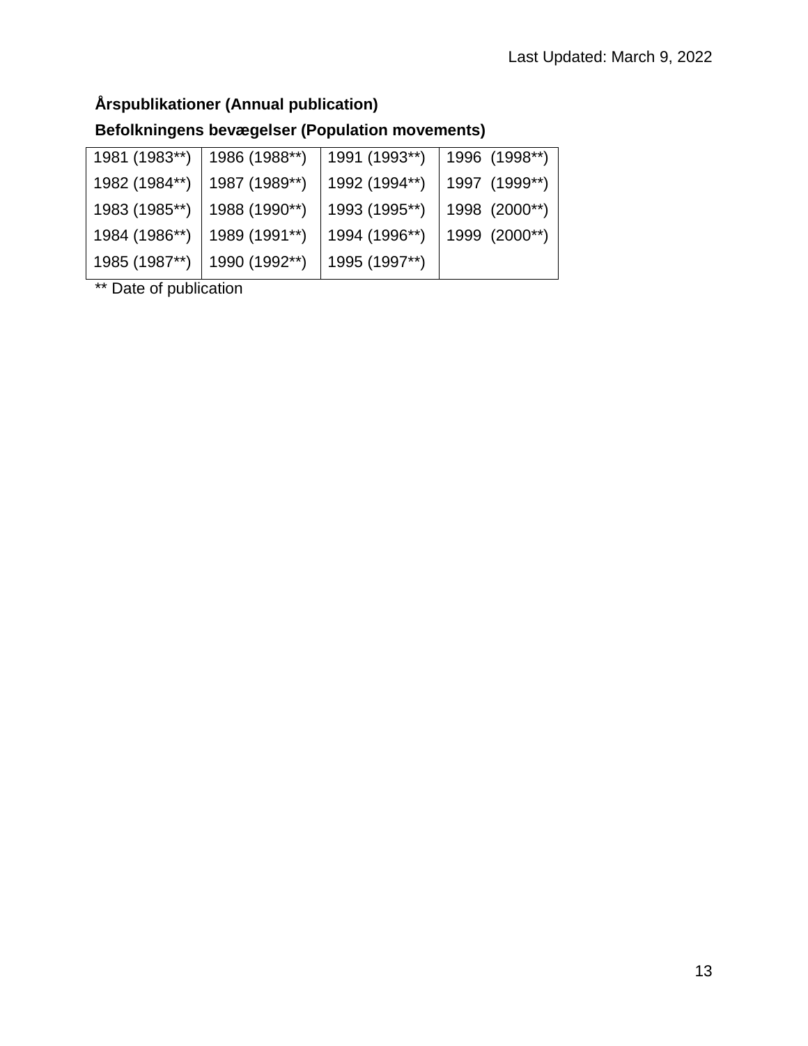**Årspublikationer (Annual publication)**

**Befolkningens bevægelser (Population movements)**

| 1981 (1983**) | 1986 (1988**) | 1991 (1993**) | 1996 (1998**) |
|---|---|---|---|
| 1982 (1984**) | 1987 (1989**) | 1992 (1994**) | 1997 (1999**) |
| 1983 (1985**) | 1988 (1990**) | 1993 (1995**) | 1998 (2000**) |
| 1984 (1986**) | 1989 (1991**) | 1994 (1996**) | 1999 (2000**) |
| 1985 (1987**) | 1990 (1992**) | 1995 (1997**) | |

** Date of publication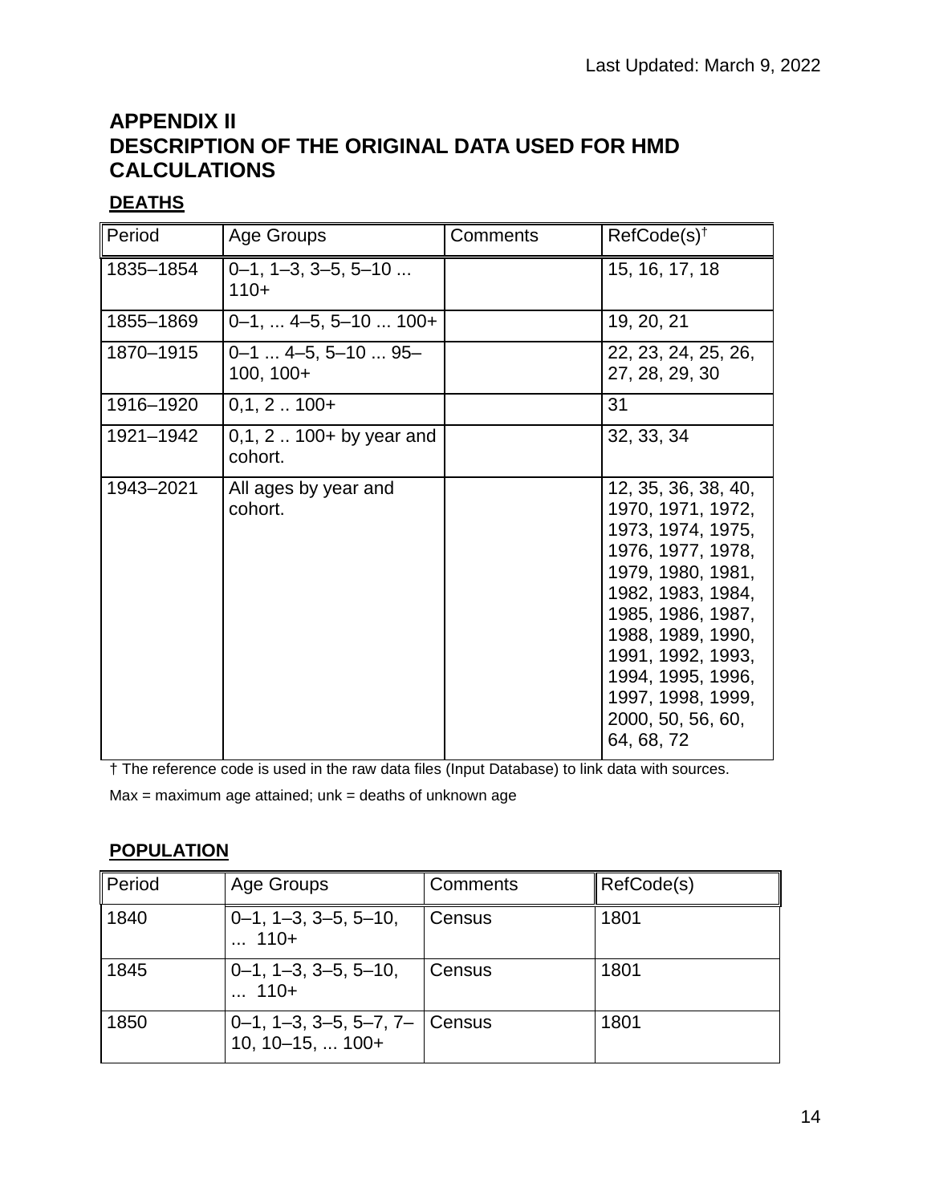# APPENDIX II
# DESCRIPTION OF THE ORIGINAL DATA USED FOR HMD CALCULATIONS

## DEATHS

| Period | Age Groups | Comments | RefCode(s)† |
|---|---|---|---|
| 1835–1854 | 0–1, 1–3, 3–5, 5–10 ... 110+ | | 15, 16, 17, 18 |
| 1855–1869 | 0–1, ... 4–5, 5–10 ... 100+ | | 19, 20, 21 |
| 1870–1915 | 0–1 ... 4–5, 5–10 ... 95–100, 100+ | | 22, 23, 24, 25, 26, 27, 28, 29, 30 |
| 1916–1920 | 0,1, 2 .. 100+ | | 31 |
| 1921–1942 | 0,1, 2 .. 100+ by year and cohort. | | 32, 33, 34 |
| 1943–2021 | All ages by year and cohort. | | 12, 35, 36, 38, 40, 1970, 1971, 1972, 1973, 1974, 1975, 1976, 1977, 1978, 1979, 1980, 1981, 1982, 1983, 1984, 1985, 1986, 1987, 1988, 1989, 1990, 1991, 1992, 1993, 1994, 1995, 1996, 1997, 1998, 1999, 2000, 50, 56, 60, 64, 68, 72 |

† The reference code is used in the raw data files (Input Database) to link data with sources.

Max = maximum age attained; unk = deaths of unknown age

## POPULATION

| Period | Age Groups | Comments | RefCode(s) |
|---|---|---|---|
| 1840 | 0–1, 1–3, 3–5, 5–10, ... 110+ | Census | 1801 |
| 1845 | 0–1, 1–3, 3–5, 5–10, ... 110+ | Census | 1801 |
| 1850 | 0–1, 1–3, 3–5, 5–7, 7–10, 10–15, ... 100+ | Census | 1801 |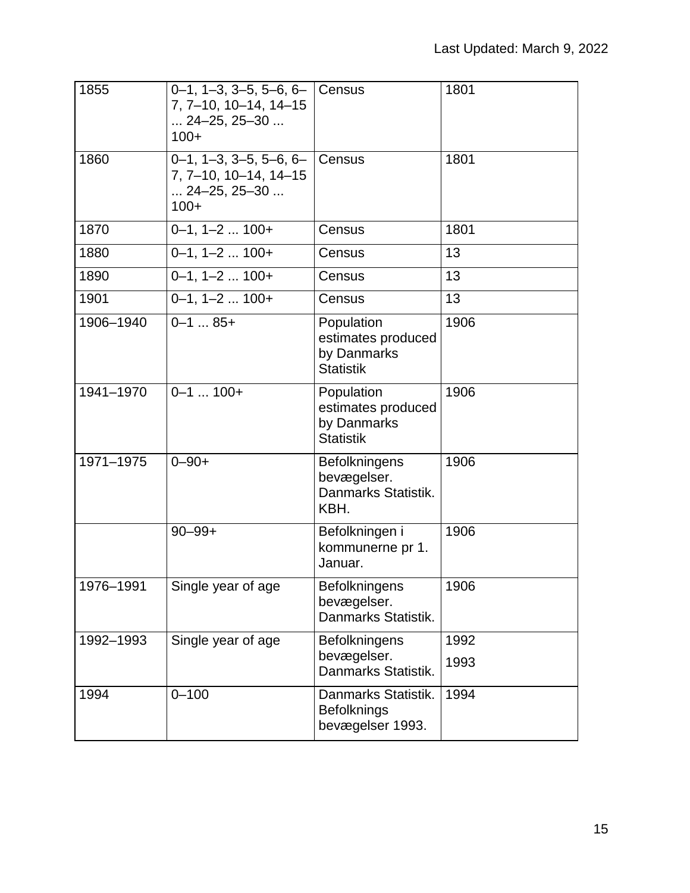| 1855 | 0–1, 1–3, 3–5, 5–6, 6–7, 7–10, 10–14, 14–15 ... 24–25, 25–30 ... 100+ | Census | 1801 |
|---|---|---|---|
| 1860 | 0–1, 1–3, 3–5, 5–6, 6–7, 7–10, 10–14, 14–15 ... 24–25, 25–30 ... 100+ | Census | 1801 |
| 1870 | 0–1, 1–2 ... 100+ | Census | 1801 |
| 1880 | 0–1, 1–2 ... 100+ | Census | 13 |
| 1890 | 0–1, 1–2 ... 100+ | Census | 13 |
| 1901 | 0–1, 1–2 ... 100+ | Census | 13 |
| 1906–1940 | 0–1 ... 85+ | Population estimates produced by Danmarks Statistik | 1906 |
| 1941–1970 | 0–1 ... 100+ | Population estimates produced by Danmarks Statistik | 1906 |
| 1971–1975 | 0–90+ | Befolkningens bevægelser. Danmarks Statistik. KBH. | 1906 |
| | 90–99+ | Befolkningen i kommunerne pr 1. Januar. | 1906 |
| 1976–1991 | Single year of age | Befolkningens bevægelser. Danmarks Statistik. | 1906 |
| 1992–1993 | Single year of age | Befolkningens bevægelser. Danmarks Statistik. | 1992<br>1993 |
| 1994 | 0–100 | Danmarks Statistik. Befolknings bevægelser 1993. | 1994 |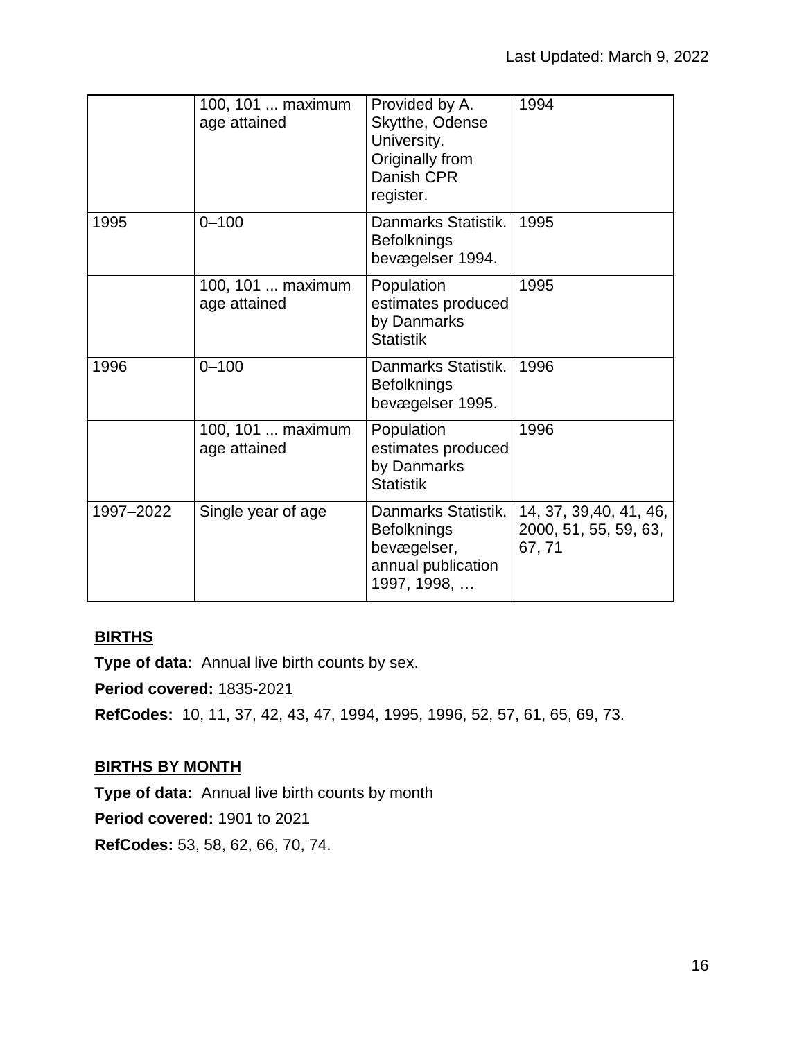| | | | |
|---|---|---|---|
| | 100, 101 ... maximum age attained | Provided by A. Skytthe, Odense University. Originally from Danish CPR register. | 1994 |
| 1995 | 0–100 | Danmarks Statistik. Befolknings bevægelser 1994. | 1995 |
| | 100, 101 ... maximum age attained | Population estimates produced by Danmarks Statistik | 1995 |
| 1996 | 0–100 | Danmarks Statistik. Befolknings bevægelser 1995. | 1996 |
| | 100, 101 ... maximum age attained | Population estimates produced by Danmarks Statistik | 1996 |
| 1997–2022 | Single year of age | Danmarks Statistik. Befolknings bevægelser, annual publication 1997, 1998, … | 14, 37, 39,40, 41, 46, 2000, 51, 55, 59, 63, 67, 71 |

**BIRTHS**

**Type of data:** Annual live birth counts by sex.

**Period covered:** 1835-2021

**RefCodes:** 10, 11, 37, 42, 43, 47, 1994, 1995, 1996, 52, 57, 61, 65, 69, 73.

**BIRTHS BY MONTH**

**Type of data:** Annual live birth counts by month

**Period covered:** 1901 to 2021

**RefCodes:** 53, 58, 62, 66, 70, 74.